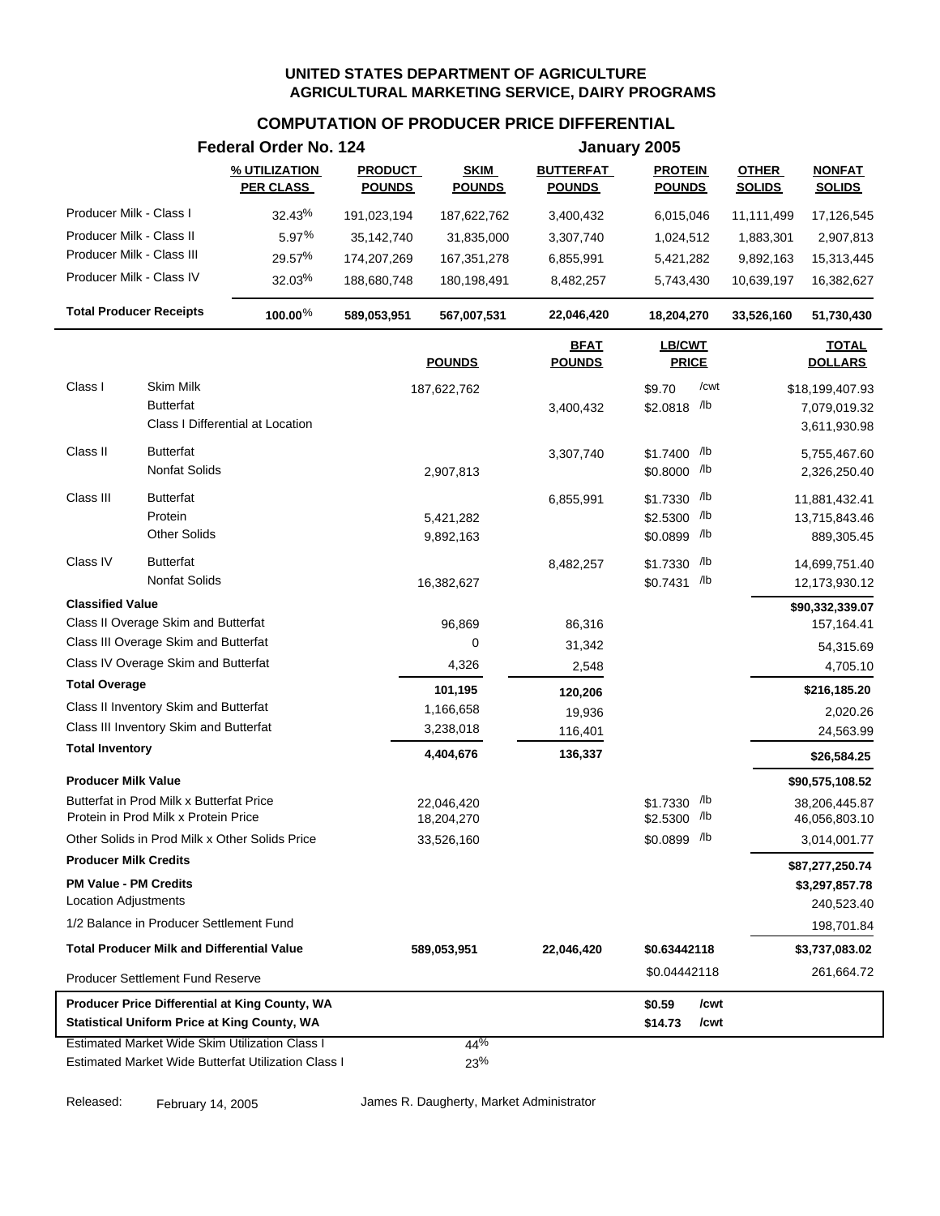**UNITED STATES DEPARTMENT OF AGRICULTURE**
**AGRICULTURAL MARKETING SERVICE, DAIRY PROGRAMS**

## COMPUTATION OF PRODUCER PRICE DIFFERENTIAL

**Federal Order No. 124** — **January 2005**

| | % UTILIZATION PER CLASS | PRODUCT POUNDS | SKIM POUNDS | BUTTERFAT POUNDS | PROTEIN POUNDS | OTHER SOLIDS | NONFAT SOLIDS |
|---|---|---|---|---|---|---|---|
| Producer Milk - Class I | 32.43% | 191,023,194 | 187,622,762 | 3,400,432 | 6,015,046 | 11,111,499 | 17,126,545 |
| Producer Milk - Class II | 5.97% | 35,142,740 | 31,835,000 | 3,307,740 | 1,024,512 | 1,883,301 | 2,907,813 |
| Producer Milk - Class III | 29.57% | 174,207,269 | 167,351,278 | 6,855,991 | 5,421,282 | 9,892,163 | 15,313,445 |
| Producer Milk - Class IV | 32.03% | 188,680,748 | 180,198,491 | 8,482,257 | 5,743,430 | 10,639,197 | 16,382,627 |
| **Total Producer Receipts** | **100.00%** | **589,053,951** | **567,007,531** | **22,046,420** | **18,204,270** | **33,526,160** | **51,730,430** |

| | | POUNDS | BFAT POUNDS | LB/CWT PRICE | TOTAL DOLLARS |
|---|---|---|---|---|---|
| Class I | Skim Milk | 187,622,762 | | $9.70 /cwt | $18,199,407.93 |
| | Butterfat | | 3,400,432 | $2.0818 /lb | 7,079,019.32 |
| | Class I Differential at Location | | | | 3,611,930.98 |
| Class II | Butterfat | | 3,307,740 | $1.7400 /lb | 5,755,467.60 |
| | Nonfat Solids | 2,907,813 | | $0.8000 /lb | 2,326,250.40 |
| Class III | Butterfat | | 6,855,991 | $1.7330 /lb | 11,881,432.41 |
| | Protein | 5,421,282 | | $2.5300 /lb | 13,715,843.46 |
| | Other Solids | 9,892,163 | | $0.0899 /lb | 889,305.45 |
| Class IV | Butterfat | | 8,482,257 | $1.7330 /lb | 14,699,751.40 |
| | Nonfat Solids | 16,382,627 | | $0.7431 /lb | 12,173,930.12 |
| **Classified Value** | | | | | **$90,332,339.07** |
| Class II Overage Skim and Butterfat | | 96,869 | 86,316 | | 157,164.41 |
| Class III Overage Skim and Butterfat | | 0 | 31,342 | | 54,315.69 |
| Class IV Overage Skim and Butterfat | | 4,326 | 2,548 | | 4,705.10 |
| **Total Overage** | | **101,195** | **120,206** | | **$216,185.20** |
| Class II Inventory Skim and Butterfat | | 1,166,658 | 19,936 | | 2,020.26 |
| Class III Inventory Skim and Butterfat | | 3,238,018 | 116,401 | | 24,563.99 |
| **Total Inventory** | | **4,404,676** | **136,337** | | **$26,584.25** |
| **Producer Milk Value** | | | | | **$90,575,108.52** |
| Butterfat in Prod Milk x Butterfat Price | | 22,046,420 | | $1.7330 /lb | 38,206,445.87 |
| Protein in Prod Milk x Protein Price | | 18,204,270 | | $2.5300 /lb | 46,056,803.10 |
| Other Solids in Prod Milk x Other Solids Price | | 33,526,160 | | $0.0899 /lb | 3,014,001.77 |
| **Producer Milk Credits** | | | | | **$87,277,250.74** |
| **PM Value - PM Credits** | | | | | **$3,297,857.78** |
| Location Adjustments | | | | | 240,523.40 |
| 1/2 Balance in Producer Settlement Fund | | | | | 198,701.84 |
| **Total Producer Milk and Differential Value** | | **589,053,951** | **22,046,420** | **$0.63442118** | **$3,737,083.02** |
| Producer Settlement Fund Reserve | | | | $0.04442118 | 261,664.72 |
| **Producer Price Differential at King County, WA** | | | | **$0.59 /cwt** | |
| **Statistical Uniform Price at King County, WA** | | | | **$14.73 /cwt** | |
| Estimated Market Wide Skim Utilization Class I | | 44% | | | |
| Estimated Market Wide Butterfat Utilization Class I | | 23% | | | |

Released: February 14, 2005 — James R. Daugherty, Market Administrator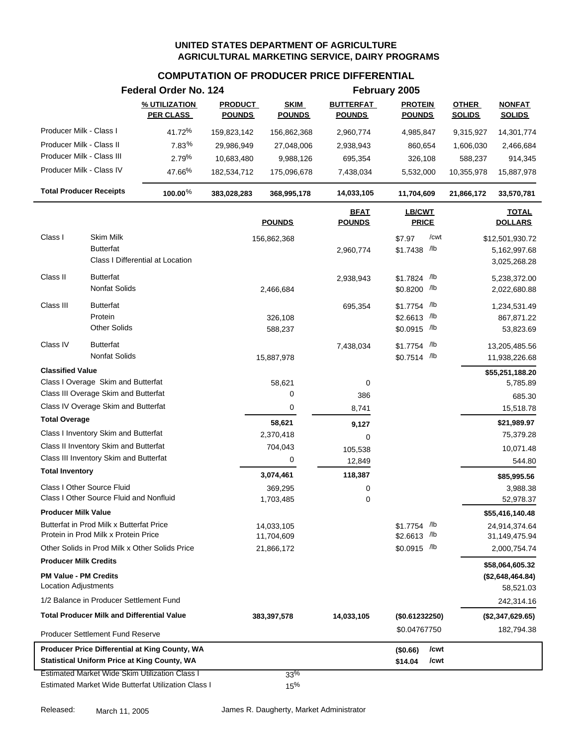**UNITED STATES DEPARTMENT OF AGRICULTURE**
**AGRICULTURAL MARKETING SERVICE, DAIRY PROGRAMS**

## COMPUTATION OF PRODUCER PRICE DIFFERENTIAL

**Federal Order No. 124** — **February 2005**

| | % UTILIZATION PER CLASS | PRODUCT POUNDS | SKIM POUNDS | BUTTERFAT POUNDS | PROTEIN POUNDS | OTHER SOLIDS | NONFAT SOLIDS |
|---|---|---|---|---|---|---|---|
| Producer Milk - Class I | 41.72% | 159,823,142 | 156,862,368 | 2,960,774 | 4,985,847 | 9,315,927 | 14,301,774 |
| Producer Milk - Class II | 7.83% | 29,986,949 | 27,048,006 | 2,938,943 | 860,654 | 1,606,030 | 2,466,684 |
| Producer Milk - Class III | 2.79% | 10,683,480 | 9,988,126 | 695,354 | 326,108 | 588,237 | 914,345 |
| Producer Milk - Class IV | 47.66% | 182,534,712 | 175,096,678 | 7,438,034 | 5,532,000 | 10,355,978 | 15,887,978 |
| **Total Producer Receipts** | **100.00%** | **383,028,283** | **368,995,178** | **14,033,105** | **11,704,609** | **21,866,172** | **33,570,781** |

| | | POUNDS | BFAT POUNDS | LB/CWT PRICE | TOTAL DOLLARS |
|---|---|---|---|---|---|
| Class I | Skim Milk | 156,862,368 | | $7.97 /cwt | $12,501,930.72 |
| | Butterfat | | 2,960,774 | $1.7438 /lb | 5,162,997.68 |
| | Class I Differential at Location | | | | 3,025,268.28 |
| Class II | Butterfat | | 2,938,943 | $1.7824 /lb | 5,238,372.00 |
| | Nonfat Solids | 2,466,684 | | $0.8200 /lb | 2,022,680.88 |
| Class III | Butterfat | | 695,354 | $1.7754 /lb | 1,234,531.49 |
| | Protein | 326,108 | | $2.6613 /lb | 867,871.22 |
| | Other Solids | 588,237 | | $0.0915 /lb | 53,823.69 |
| Class IV | Butterfat | | 7,438,034 | $1.7754 /lb | 13,205,485.56 |
| | Nonfat Solids | 15,887,978 | | $0.7514 /lb | 11,938,226.68 |
| **Classified Value** | | | | | **$55,251,188.20** |
| Class I Overage Skim and Butterfat | | 58,621 | 0 | | 5,785.89 |
| Class III Overage Skim and Butterfat | | 0 | 386 | | 685.30 |
| Class IV Overage Skim and Butterfat | | 0 | 8,741 | | 15,518.78 |
| **Total Overage** | | **58,621** | **9,127** | | **$21,989.97** |
| Class I Inventory Skim and Butterfat | | 2,370,418 | 0 | | 75,379.28 |
| Class II Inventory Skim and Butterfat | | 704,043 | 105,538 | | 10,071.48 |
| Class III Inventory Skim and Butterfat | | 0 | 12,849 | | 544.80 |
| **Total Inventory** | | **3,074,461** | **118,387** | | **$85,995.56** |
| Class I Other Source Fluid | | 369,295 | 0 | | 3,988.38 |
| Class I Other Source Fluid and Nonfluid | | 1,703,485 | 0 | | 52,978.37 |
| **Producer Milk Value** | | | | | **$55,416,140.48** |
| Butterfat in Prod Milk x Butterfat Price | | 14,033,105 | | $1.7754 /lb | 24,914,374.64 |
| Protein in Prod Milk x Protein Price | | 11,704,609 | | $2.6613 /lb | 31,149,475.94 |
| Other Solids in Prod Milk x Other Solids Price | | 21,866,172 | | $0.0915 /lb | 2,000,754.74 |
| **Producer Milk Credits** | | | | | **$58,064,605.32** |
| **PM Value - PM Credits** | | | | | **($2,648,464.84)** |
| Location Adjustments | | | | | 58,521.03 |
| 1/2 Balance in Producer Settlement Fund | | | | | 242,314.16 |
| **Total Producer Milk and Differential Value** | | **383,397,578** | **14,033,105** | **($0.61232250)** | **($2,347,629.65)** |
| Producer Settlement Fund Reserve | | | | $0.04767750 | 182,794.38 |

| | |
|---|---|
| **Producer Price Differential at King County, WA** | **($0.66) /cwt** |
| **Statistical Uniform Price at King County, WA** | **$14.04 /cwt** |

Estimated Market Wide Skim Utilization Class I — 33%

Estimated Market Wide Butterfat Utilization Class I — 15%

Released: March 11, 2005 — James R. Daugherty, Market Administrator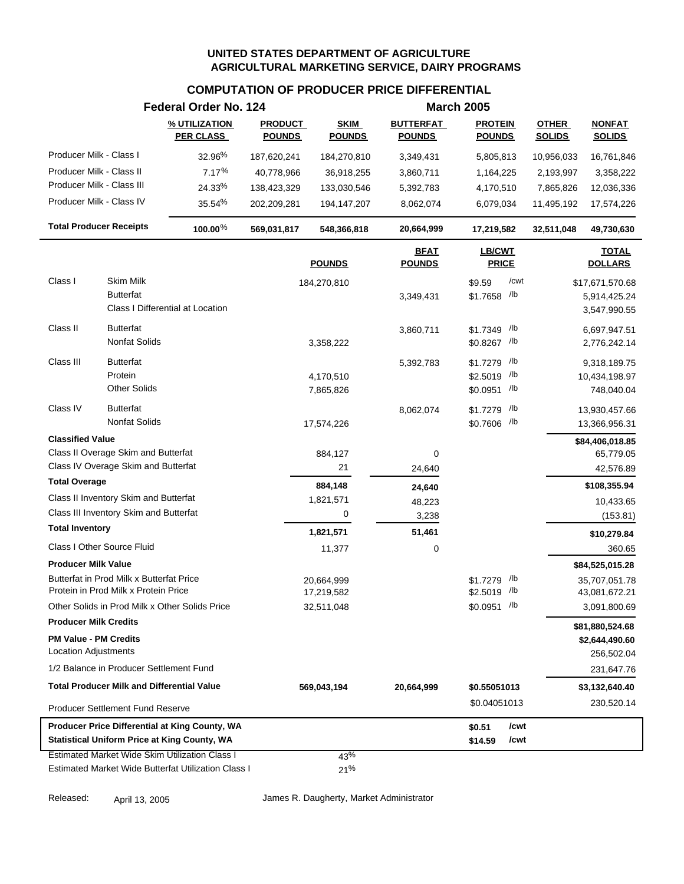# UNITED STATES DEPARTMENT OF AGRICULTURE
## AGRICULTURAL MARKETING SERVICE, DAIRY PROGRAMS

### COMPUTATION OF PRODUCER PRICE DIFFERENTIAL

**Federal Order No. 124** — **March 2005**

| | % UTILIZATION PER CLASS | PRODUCT POUNDS | SKIM POUNDS | BUTTERFAT POUNDS | PROTEIN POUNDS | OTHER SOLIDS | NONFAT SOLIDS |
|---|---|---|---|---|---|---|---|
| Producer Milk - Class I | 32.96% | 187,620,241 | 184,270,810 | 3,349,431 | 5,805,813 | 10,956,033 | 16,761,846 |
| Producer Milk - Class II | 7.17% | 40,778,966 | 36,918,255 | 3,860,711 | 1,164,225 | 2,193,997 | 3,358,222 |
| Producer Milk - Class III | 24.33% | 138,423,329 | 133,030,546 | 5,392,783 | 4,170,510 | 7,865,826 | 12,036,336 |
| Producer Milk - Class IV | 35.54% | 202,209,281 | 194,147,207 | 8,062,074 | 6,079,034 | 11,495,192 | 17,574,226 |
| **Total Producer Receipts** | **100.00%** | **569,031,817** | **548,366,818** | **20,664,999** | **17,219,582** | **32,511,048** | **49,730,630** |

| | | POUNDS | BFAT POUNDS | LB/CWT PRICE | TOTAL DOLLARS |
|---|---|---|---|---|---|
| Class I | Skim Milk | 184,270,810 | | $9.59 /cwt | $17,671,570.68 |
| | Butterfat | | 3,349,431 | $1.7658 /lb | 5,914,425.24 |
| | Class I Differential at Location | | | | 3,547,990.55 |
| Class II | Butterfat | | 3,860,711 | $1.7349 /lb | 6,697,947.51 |
| | Nonfat Solids | 3,358,222 | | $0.8267 /lb | 2,776,242.14 |
| Class III | Butterfat | | 5,392,783 | $1.7279 /lb | 9,318,189.75 |
| | Protein | 4,170,510 | | $2.5019 /lb | 10,434,198.97 |
| | Other Solids | 7,865,826 | | $0.0951 /lb | 748,040.04 |
| Class IV | Butterfat | | 8,062,074 | $1.7279 /lb | 13,930,457.66 |
| | Nonfat Solids | 17,574,226 | | $0.7606 /lb | 13,366,956.31 |
| **Classified Value** | | | | | **$84,406,018.85** |
| Class II Overage Skim and Butterfat | | 884,127 | 0 | | 65,779.05 |
| Class IV Overage Skim and Butterfat | | 21 | 24,640 | | 42,576.89 |
| **Total Overage** | | **884,148** | **24,640** | | **$108,355.94** |
| Class II Inventory Skim and Butterfat | | 1,821,571 | 48,223 | | 10,433.65 |
| Class III Inventory Skim and Butterfat | | 0 | 3,238 | | (153.81) |
| **Total Inventory** | | **1,821,571** | **51,461** | | **$10,279.84** |
| Class I Other Source Fluid | | 11,377 | 0 | | 360.65 |
| **Producer Milk Value** | | | | | **$84,525,015.28** |
| Butterfat in Prod Milk x Butterfat Price | | 20,664,999 | | $1.7279 /lb | 35,707,051.78 |
| Protein in Prod Milk x Protein Price | | 17,219,582 | | $2.5019 /lb | 43,081,672.21 |
| Other Solids in Prod Milk x Other Solids Price | | 32,511,048 | | $0.0951 /lb | 3,091,800.69 |
| **Producer Milk Credits** | | | | | **$81,880,524.68** |
| **PM Value - PM Credits** | | | | | **$2,644,490.60** |
| Location Adjustments | | | | | 256,502.04 |
| 1/2 Balance in Producer Settlement Fund | | | | | 231,647.76 |
| **Total Producer Milk and Differential Value** | | **569,043,194** | **20,664,999** | **$0.55051013** | **$3,132,640.40** |
| Producer Settlement Fund Reserve | | | | $0.04051013 | 230,520.14 |
| **Producer Price Differential at King County, WA** | | | | **$0.51 /cwt** | |
| **Statistical Uniform Price at King County, WA** | | | | **$14.59 /cwt** | |
| Estimated Market Wide Skim Utilization Class I | | 43% | | | |
| Estimated Market Wide Butterfat Utilization Class I | | 21% | | | |

Released: April 13, 2005

James R. Daugherty, Market Administrator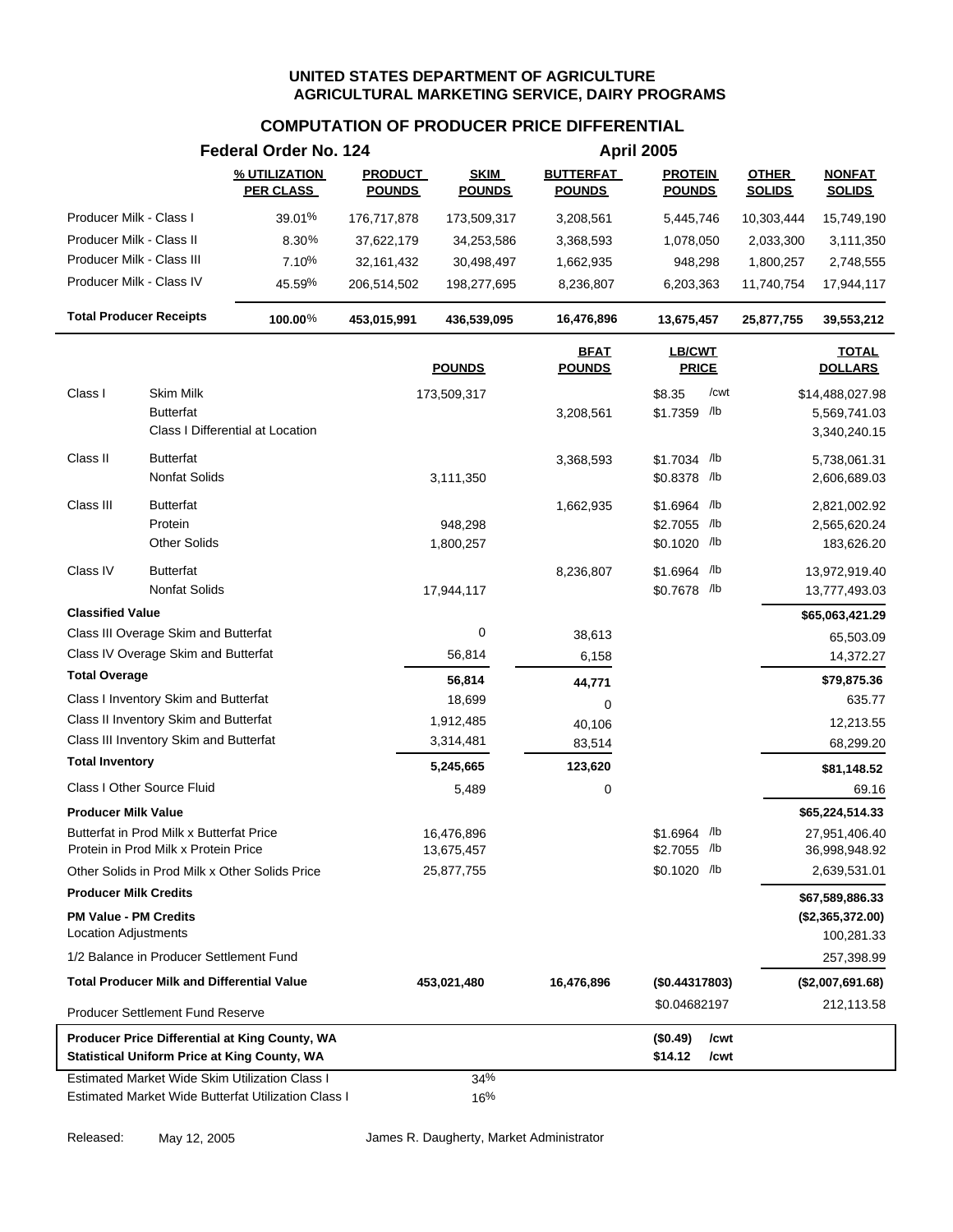**UNITED STATES DEPARTMENT OF AGRICULTURE**
**AGRICULTURAL MARKETING SERVICE, DAIRY PROGRAMS**

## COMPUTATION OF PRODUCER PRICE DIFFERENTIAL

**Federal Order No. 124** **April 2005**

| | % UTILIZATION PER CLASS | PRODUCT POUNDS | SKIM POUNDS | BUTTERFAT POUNDS | PROTEIN POUNDS | OTHER SOLIDS | NONFAT SOLIDS |
|---|---|---|---|---|---|---|---|
| Producer Milk - Class I | 39.01% | 176,717,878 | 173,509,317 | 3,208,561 | 5,445,746 | 10,303,444 | 15,749,190 |
| Producer Milk - Class II | 8.30% | 37,622,179 | 34,253,586 | 3,368,593 | 1,078,050 | 2,033,300 | 3,111,350 |
| Producer Milk - Class III | 7.10% | 32,161,432 | 30,498,497 | 1,662,935 | 948,298 | 1,800,257 | 2,748,555 |
| Producer Milk - Class IV | 45.59% | 206,514,502 | 198,277,695 | 8,236,807 | 6,203,363 | 11,740,754 | 17,944,117 |
| **Total Producer Receipts** | **100.00%** | **453,015,991** | **436,539,095** | **16,476,896** | **13,675,457** | **25,877,755** | **39,553,212** |

| | | POUNDS | BFAT POUNDS | LB/CWT PRICE | TOTAL DOLLARS |
|---|---|---|---|---|---|
| Class I | Skim Milk | 173,509,317 | | $8.35 /cwt | $14,488,027.98 |
| | Butterfat | | 3,208,561 | $1.7359 /lb | 5,569,741.03 |
| | Class I Differential at Location | | | | 3,340,240.15 |
| Class II | Butterfat | | 3,368,593 | $1.7034 /lb | 5,738,061.31 |
| | Nonfat Solids | 3,111,350 | | $0.8378 /lb | 2,606,689.03 |
| Class III | Butterfat | | 1,662,935 | $1.6964 /lb | 2,821,002.92 |
| | Protein | 948,298 | | $2.7055 /lb | 2,565,620.24 |
| | Other Solids | 1,800,257 | | $0.1020 /lb | 183,626.20 |
| Class IV | Butterfat | | 8,236,807 | $1.6964 /lb | 13,972,919.40 |
| | Nonfat Solids | 17,944,117 | | $0.7678 /lb | 13,777,493.03 |
| **Classified Value** | | | | | **$65,063,421.29** |
| Class III Overage Skim and Butterfat | | 0 | 38,613 | | 65,503.09 |
| Class IV Overage Skim and Butterfat | | 56,814 | 6,158 | | 14,372.27 |
| **Total Overage** | | **56,814** | **44,771** | | **$79,875.36** |
| Class I Inventory Skim and Butterfat | | 18,699 | 0 | | 635.77 |
| Class II Inventory Skim and Butterfat | | 1,912,485 | 40,106 | | 12,213.55 |
| Class III Inventory Skim and Butterfat | | 3,314,481 | 83,514 | | 68,299.20 |
| **Total Inventory** | | **5,245,665** | **123,620** | | **$81,148.52** |
| Class I Other Source Fluid | | 5,489 | 0 | | 69.16 |
| **Producer Milk Value** | | | | | **$65,224,514.33** |
| Butterfat in Prod Milk x Butterfat Price | | 16,476,896 | | $1.6964 /lb | 27,951,406.40 |
| Protein in Prod Milk x Protein Price | | 13,675,457 | | $2.7055 /lb | 36,998,948.92 |
| Other Solids in Prod Milk x Other Solids Price | | 25,877,755 | | $0.1020 /lb | 2,639,531.01 |
| **Producer Milk Credits** | | | | | **$67,589,886.33** |
| **PM Value - PM Credits** | | | | | **($2,365,372.00)** |
| Location Adjustments | | | | | 100,281.33 |
| 1/2 Balance in Producer Settlement Fund | | | | | 257,398.99 |
| **Total Producer Milk and Differential Value** | | **453,021,480** | **16,476,896** | **($0.44317803)** | **($2,007,691.68)** |
| Producer Settlement Fund Reserve | | | | $0.04682197 | 212,113.58 |
| **Producer Price Differential at King County, WA** | | | | **($0.49) /cwt** | |
| **Statistical Uniform Price at King County, WA** | | | | **$14.12 /cwt** | |
| Estimated Market Wide Skim Utilization Class I | | 34% | | | |
| Estimated Market Wide Butterfat Utilization Class I | | 16% | | | |

Released: May 12, 2005 James R. Daugherty, Market Administrator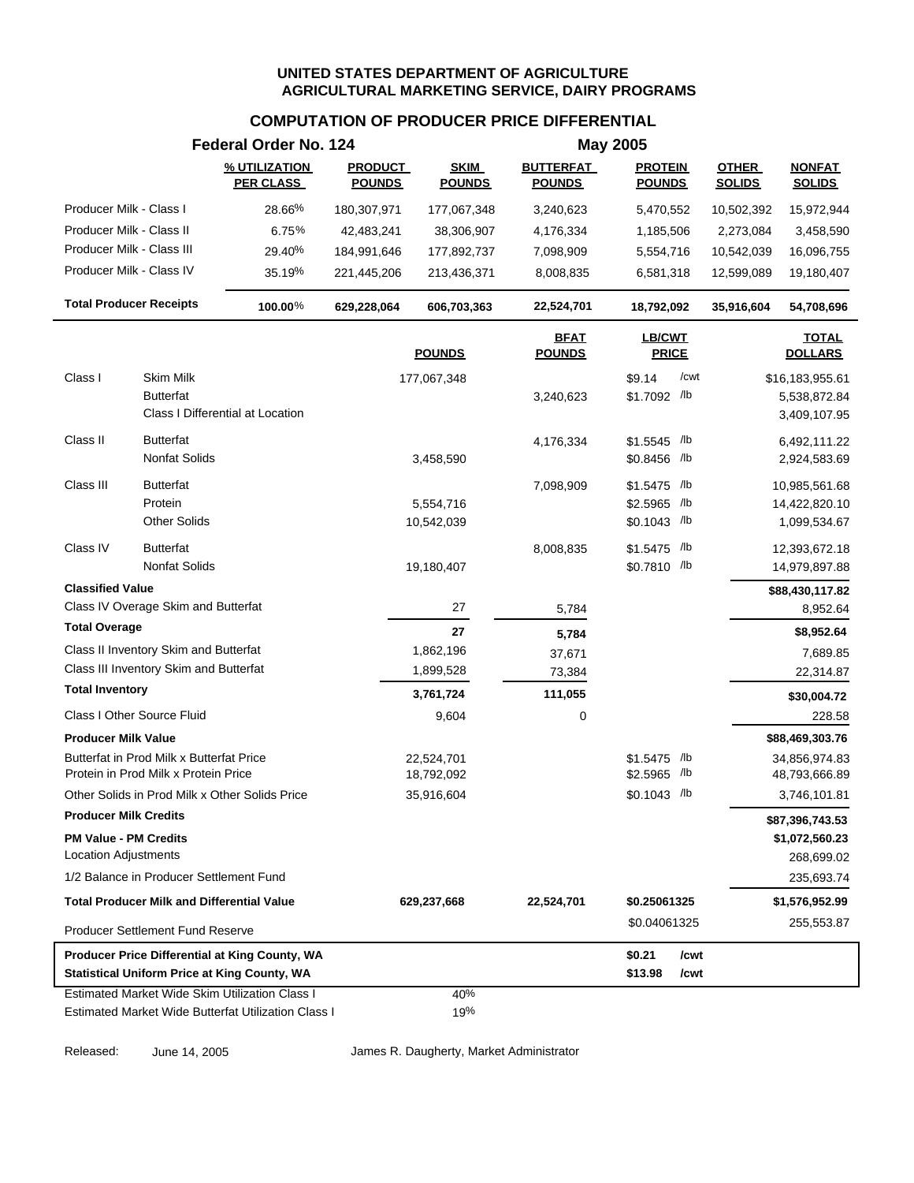# UNITED STATES DEPARTMENT OF AGRICULTURE
## AGRICULTURAL MARKETING SERVICE, DAIRY PROGRAMS

## COMPUTATION OF PRODUCER PRICE DIFFERENTIAL

**Federal Order No. 124** | **May 2005**

| | % UTILIZATION PER CLASS | PRODUCT POUNDS | SKIM POUNDS | BUTTERFAT POUNDS | PROTEIN POUNDS | OTHER SOLIDS | NONFAT SOLIDS |
|---|---|---|---|---|---|---|---|
| Producer Milk - Class I | 28.66% | 180,307,971 | 177,067,348 | 3,240,623 | 5,470,552 | 10,502,392 | 15,972,944 |
| Producer Milk - Class II | 6.75% | 42,483,241 | 38,306,907 | 4,176,334 | 1,185,506 | 2,273,084 | 3,458,590 |
| Producer Milk - Class III | 29.40% | 184,991,646 | 177,892,737 | 7,098,909 | 5,554,716 | 10,542,039 | 16,096,755 |
| Producer Milk - Class IV | 35.19% | 221,445,206 | 213,436,371 | 8,008,835 | 6,581,318 | 12,599,089 | 19,180,407 |
| **Total Producer Receipts** | **100.00%** | **629,228,064** | **606,703,363** | **22,524,701** | **18,792,092** | **35,916,604** | **54,708,696** |

| | | POUNDS | BFAT POUNDS | LB/CWT PRICE | TOTAL DOLLARS |
|---|---|---|---|---|---|
| Class I | Skim Milk | 177,067,348 | | $9.14 /cwt | $16,183,955.61 |
| | Butterfat | | 3,240,623 | $1.7092 /lb | 5,538,872.84 |
| | Class I Differential at Location | | | | 3,409,107.95 |
| Class II | Butterfat | | 4,176,334 | $1.5545 /lb | 6,492,111.22 |
| | Nonfat Solids | 3,458,590 | | $0.8456 /lb | 2,924,583.69 |
| Class III | Butterfat | | 7,098,909 | $1.5475 /lb | 10,985,561.68 |
| | Protein | 5,554,716 | | $2.5965 /lb | 14,422,820.10 |
| | Other Solids | 10,542,039 | | $0.1043 /lb | 1,099,534.67 |
| Class IV | Butterfat | | 8,008,835 | $1.5475 /lb | 12,393,672.18 |
| | Nonfat Solids | 19,180,407 | | $0.7810 /lb | 14,979,897.88 |
| **Classified Value** | | | | | **$88,430,117.82** |
| Class IV Overage Skim and Butterfat | | 27 | 5,784 | | 8,952.64 |
| **Total Overage** | | **27** | **5,784** | | **$8,952.64** |
| Class II Inventory Skim and Butterfat | | 1,862,196 | 37,671 | | 7,689.85 |
| Class III Inventory Skim and Butterfat | | 1,899,528 | 73,384 | | 22,314.87 |
| **Total Inventory** | | **3,761,724** | **111,055** | | **$30,004.72** |
| Class I Other Source Fluid | | 9,604 | 0 | | 228.58 |
| **Producer Milk Value** | | | | | **$88,469,303.76** |
| Butterfat in Prod Milk x Butterfat Price | | 22,524,701 | | $1.5475 /lb | 34,856,974.83 |
| Protein in Prod Milk x Protein Price | | 18,792,092 | | $2.5965 /lb | 48,793,666.89 |
| Other Solids in Prod Milk x Other Solids Price | | 35,916,604 | | $0.1043 /lb | 3,746,101.81 |
| **Producer Milk Credits** | | | | | **$87,396,743.53** |
| **PM Value - PM Credits** | | | | | **$1,072,560.23** |
| Location Adjustments | | | | | 268,699.02 |
| 1/2 Balance in Producer Settlement Fund | | | | | 235,693.74 |
| **Total Producer Milk and Differential Value** | | **629,237,668** | **22,524,701** | **$0.25061325** | **$1,576,952.99** |
| Producer Settlement Fund Reserve | | | | $0.04061325 | 255,553.87 |
| **Producer Price Differential at King County, WA** | | | | **$0.21 /cwt** | |
| **Statistical Uniform Price at King County, WA** | | | | **$13.98 /cwt** | |
| Estimated Market Wide Skim Utilization Class I | | 40% | | | |
| Estimated Market Wide Butterfat Utilization Class I | | 19% | | | |

Released: June 14, 2005 James R. Daugherty, Market Administrator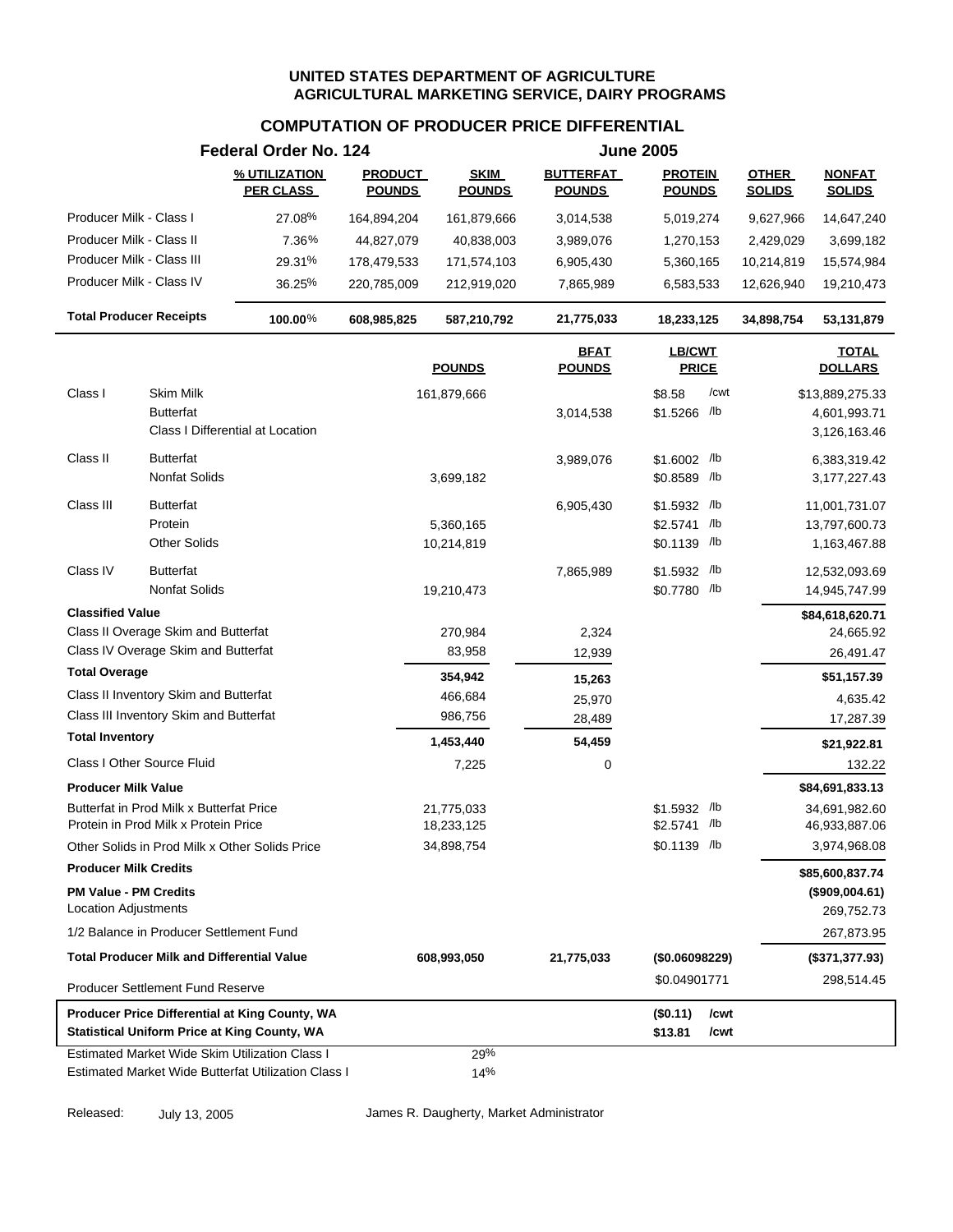# UNITED STATES DEPARTMENT OF AGRICULTURE
## AGRICULTURAL MARKETING SERVICE, DAIRY PROGRAMS

### COMPUTATION OF PRODUCER PRICE DIFFERENTIAL

**Federal Order No. 124** — **June 2005**

| | % UTILIZATION PER CLASS | PRODUCT POUNDS | SKIM POUNDS | BUTTERFAT POUNDS | PROTEIN POUNDS | OTHER SOLIDS | NONFAT SOLIDS |
|---|---|---|---|---|---|---|---|
| Producer Milk - Class I | 27.08% | 164,894,204 | 161,879,666 | 3,014,538 | 5,019,274 | 9,627,966 | 14,647,240 |
| Producer Milk - Class II | 7.36% | 44,827,079 | 40,838,003 | 3,989,076 | 1,270,153 | 2,429,029 | 3,699,182 |
| Producer Milk - Class III | 29.31% | 178,479,533 | 171,574,103 | 6,905,430 | 5,360,165 | 10,214,819 | 15,574,984 |
| Producer Milk - Class IV | 36.25% | 220,785,009 | 212,919,020 | 7,865,989 | 6,583,533 | 12,626,940 | 19,210,473 |
| **Total Producer Receipts** | **100.00%** | **608,985,825** | **587,210,792** | **21,775,033** | **18,233,125** | **34,898,754** | **53,131,879** |

| | | POUNDS | BFAT POUNDS | LB/CWT PRICE | TOTAL DOLLARS |
|---|---|---|---|---|---|
| Class I | Skim Milk | 161,879,666 | | $8.58 /cwt | $13,889,275.33 |
| | Butterfat | | 3,014,538 | $1.5266 /lb | 4,601,993.71 |
| | Class I Differential at Location | | | | 3,126,163.46 |
| Class II | Butterfat | | 3,989,076 | $1.6002 /lb | 6,383,319.42 |
| | Nonfat Solids | 3,699,182 | | $0.8589 /lb | 3,177,227.43 |
| Class III | Butterfat | | 6,905,430 | $1.5932 /lb | 11,001,731.07 |
| | Protein | 5,360,165 | | $2.5741 /lb | 13,797,600.73 |
| | Other Solids | 10,214,819 | | $0.1139 /lb | 1,163,467.88 |
| Class IV | Butterfat | | 7,865,989 | $1.5932 /lb | 12,532,093.69 |
| | Nonfat Solids | 19,210,473 | | $0.7780 /lb | 14,945,747.99 |
| **Classified Value** | | | | | **$84,618,620.71** |
| Class II Overage Skim and Butterfat | | 270,984 | 2,324 | | 24,665.92 |
| Class IV Overage Skim and Butterfat | | 83,958 | 12,939 | | 26,491.47 |
| **Total Overage** | | **354,942** | **15,263** | | **$51,157.39** |
| Class II Inventory Skim and Butterfat | | 466,684 | 25,970 | | 4,635.42 |
| Class III Inventory Skim and Butterfat | | 986,756 | 28,489 | | 17,287.39 |
| **Total Inventory** | | **1,453,440** | **54,459** | | **$21,922.81** |
| Class I Other Source Fluid | | 7,225 | 0 | | 132.22 |
| **Producer Milk Value** | | | | | **$84,691,833.13** |
| Butterfat in Prod Milk x Butterfat Price | | 21,775,033 | | $1.5932 /lb | 34,691,982.60 |
| Protein in Prod Milk x Protein Price | | 18,233,125 | | $2.5741 /lb | 46,933,887.06 |
| Other Solids in Prod Milk x Other Solids Price | | 34,898,754 | | $0.1139 /lb | 3,974,968.08 |
| **Producer Milk Credits** | | | | | **$85,600,837.74** |
| **PM Value - PM Credits** | | | | | **($909,004.61)** |
| Location Adjustments | | | | | 269,752.73 |
| 1/2 Balance in Producer Settlement Fund | | | | | 267,873.95 |
| **Total Producer Milk and Differential Value** | | **608,993,050** | **21,775,033** | **($0.06098229)** | **($371,377.93)** |
| Producer Settlement Fund Reserve | | | | $0.04901771 | 298,514.45 |
| **Producer Price Differential at King County, WA** | | | | **($0.11) /cwt** | |
| **Statistical Uniform Price at King County, WA** | | | | **$13.81 /cwt** | |
| Estimated Market Wide Skim Utilization Class I | | 29% | | | |
| Estimated Market Wide Butterfat Utilization Class I | | 14% | | | |

Released: July 13, 2005

James R. Daugherty, Market Administrator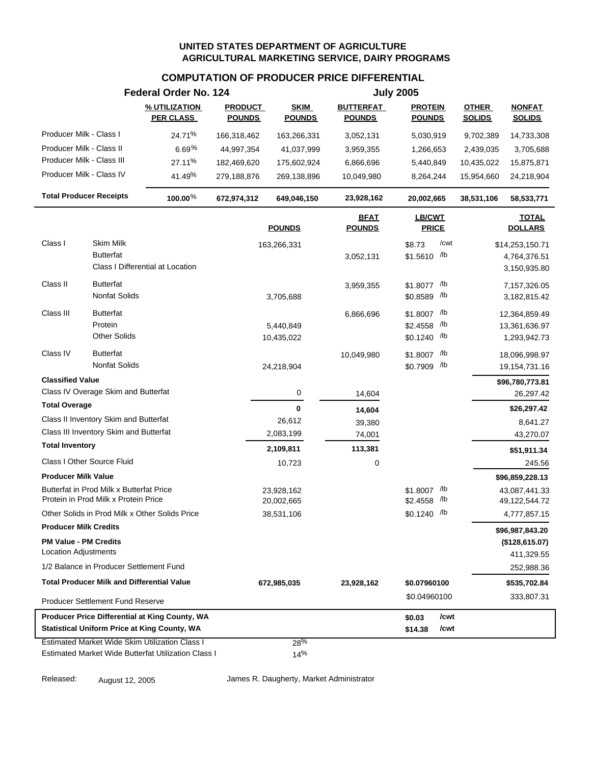# UNITED STATES DEPARTMENT OF AGRICULTURE
## AGRICULTURAL MARKETING SERVICE, DAIRY PROGRAMS

### COMPUTATION OF PRODUCER PRICE DIFFERENTIAL

**Federal Order No. 124** — **July 2005**

| | % UTILIZATION PER CLASS | PRODUCT POUNDS | SKIM POUNDS | BUTTERFAT POUNDS | PROTEIN POUNDS | OTHER SOLIDS | NONFAT SOLIDS |
|---|---|---|---|---|---|---|---|
| Producer Milk - Class I | 24.71% | 166,318,462 | 163,266,331 | 3,052,131 | 5,030,919 | 9,702,389 | 14,733,308 |
| Producer Milk - Class II | 6.69% | 44,997,354 | 41,037,999 | 3,959,355 | 1,266,653 | 2,439,035 | 3,705,688 |
| Producer Milk - Class III | 27.11% | 182,469,620 | 175,602,924 | 6,866,696 | 5,440,849 | 10,435,022 | 15,875,871 |
| Producer Milk - Class IV | 41.49% | 279,188,876 | 269,138,896 | 10,049,980 | 8,264,244 | 15,954,660 | 24,218,904 |
| **Total Producer Receipts** | **100.00%** | **672,974,312** | **649,046,150** | **23,928,162** | **20,002,665** | **38,531,106** | **58,533,771** |

| | | POUNDS | BFAT POUNDS | LB/CWT PRICE | TOTAL DOLLARS |
|---|---|---|---|---|---|
| Class I | Skim Milk | 163,266,331 | | $8.73 /cwt | $14,253,150.71 |
| | Butterfat | | 3,052,131 | $1.5610 /lb | 4,764,376.51 |
| | Class I Differential at Location | | | | 3,150,935.80 |
| Class II | Butterfat | | 3,959,355 | $1.8077 /lb | 7,157,326.05 |
| | Nonfat Solids | 3,705,688 | | $0.8589 /lb | 3,182,815.42 |
| Class III | Butterfat | | 6,866,696 | $1.8007 /lb | 12,364,859.49 |
| | Protein | 5,440,849 | | $2.4558 /lb | 13,361,636.97 |
| | Other Solids | 10,435,022 | | $0.1240 /lb | 1,293,942.73 |
| Class IV | Butterfat | | 10,049,980 | $1.8007 /lb | 18,096,998.97 |
| | Nonfat Solids | 24,218,904 | | $0.7909 /lb | 19,154,731.16 |
| **Classified Value** | | | | | **$96,780,773.81** |
| Class IV Overage Skim and Butterfat | | 0 | 14,604 | | 26,297.42 |
| **Total Overage** | | **0** | **14,604** | | **$26,297.42** |
| Class II Inventory Skim and Butterfat | | 26,612 | 39,380 | | 8,641.27 |
| Class III Inventory Skim and Butterfat | | 2,083,199 | 74,001 | | 43,270.07 |
| **Total Inventory** | | **2,109,811** | **113,381** | | **$51,911.34** |
| Class I Other Source Fluid | | 10,723 | 0 | | 245.56 |
| **Producer Milk Value** | | | | | **$96,859,228.13** |
| Butterfat in Prod Milk x Butterfat Price | | 23,928,162 | | $1.8007 /lb | 43,087,441.33 |
| Protein in Prod Milk x Protein Price | | 20,002,665 | | $2.4558 /lb | 49,122,544.72 |
| Other Solids in Prod Milk x Other Solids Price | | 38,531,106 | | $0.1240 /lb | 4,777,857.15 |
| **Producer Milk Credits** | | | | | **$96,987,843.20** |
| **PM Value - PM Credits** | | | | | **($128,615.07)** |
| Location Adjustments | | | | | 411,329.55 |
| 1/2 Balance in Producer Settlement Fund | | | | | 252,988.36 |
| **Total Producer Milk and Differential Value** | | **672,985,035** | **23,928,162** | **$0.07960100** | **$535,702.84** |
| Producer Settlement Fund Reserve | | | | $0.04960100 | 333,807.31 |
| **Producer Price Differential at King County, WA** | | | | **$0.03 /cwt** | |
| **Statistical Uniform Price at King County, WA** | | | | **$14.38 /cwt** | |
| Estimated Market Wide Skim Utilization Class I | | 28% | | | |
| Estimated Market Wide Butterfat Utilization Class I | | 14% | | | |

Released: August 12, 2005 — James R. Daugherty, Market Administrator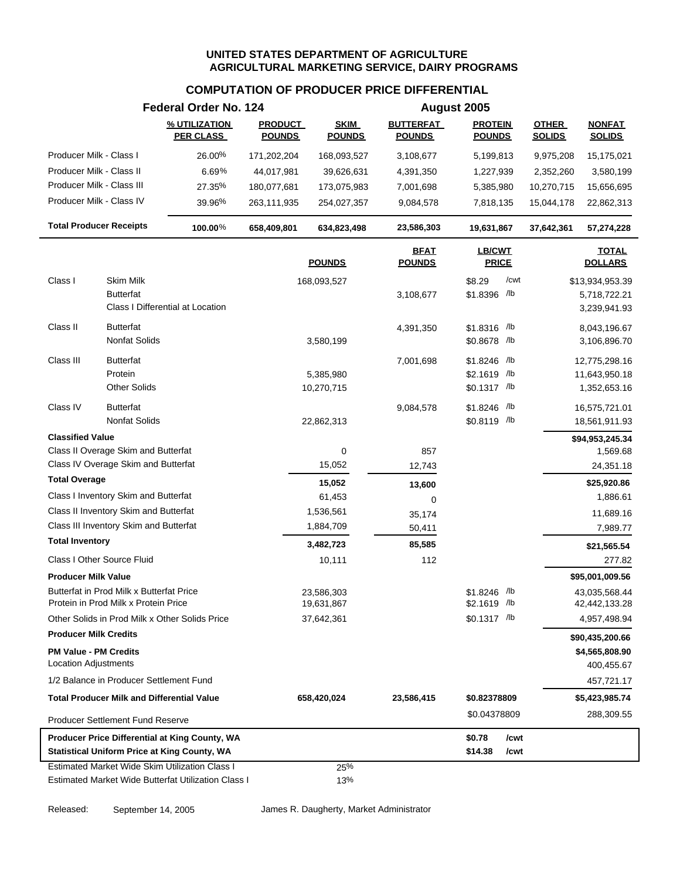**UNITED STATES DEPARTMENT OF AGRICULTURE**
**AGRICULTURAL MARKETING SERVICE, DAIRY PROGRAMS**

## COMPUTATION OF PRODUCER PRICE DIFFERENTIAL

**Federal Order No. 124** — **August 2005**

| | % UTILIZATION PER CLASS | PRODUCT POUNDS | SKIM POUNDS | BUTTERFAT POUNDS | PROTEIN POUNDS | OTHER SOLIDS | NONFAT SOLIDS |
|---|---|---|---|---|---|---|---|
| Producer Milk - Class I | 26.00% | 171,202,204 | 168,093,527 | 3,108,677 | 5,199,813 | 9,975,208 | 15,175,021 |
| Producer Milk - Class II | 6.69% | 44,017,981 | 39,626,631 | 4,391,350 | 1,227,939 | 2,352,260 | 3,580,199 |
| Producer Milk - Class III | 27.35% | 180,077,681 | 173,075,983 | 7,001,698 | 5,385,980 | 10,270,715 | 15,656,695 |
| Producer Milk - Class IV | 39.96% | 263,111,935 | 254,027,357 | 9,084,578 | 7,818,135 | 15,044,178 | 22,862,313 |
| **Total Producer Receipts** | **100.00%** | **658,409,801** | **634,823,498** | **23,586,303** | **19,631,867** | **37,642,361** | **57,274,228** |

| | | POUNDS | BFAT POUNDS | LB/CWT PRICE | TOTAL DOLLARS |
|---|---|---|---|---|---|
| Class I | Skim Milk | 168,093,527 | | $8.29 /cwt | $13,934,953.39 |
| | Butterfat | | 3,108,677 | $1.8396 /lb | 5,718,722.21 |
| | Class I Differential at Location | | | | 3,239,941.93 |
| Class II | Butterfat | | 4,391,350 | $1.8316 /lb | 8,043,196.67 |
| | Nonfat Solids | 3,580,199 | | $0.8678 /lb | 3,106,896.70 |
| Class III | Butterfat | | 7,001,698 | $1.8246 /lb | 12,775,298.16 |
| | Protein | 5,385,980 | | $2.1619 /lb | 11,643,950.18 |
| | Other Solids | 10,270,715 | | $0.1317 /lb | 1,352,653.16 |
| Class IV | Butterfat | | 9,084,578 | $1.8246 /lb | 16,575,721.01 |
| | Nonfat Solids | 22,862,313 | | $0.8119 /lb | 18,561,911.93 |
| **Classified Value** | | | | | **$94,953,245.34** |
| Class II Overage Skim and Butterfat | | 0 | 857 | | 1,569.68 |
| Class IV Overage Skim and Butterfat | | 15,052 | 12,743 | | 24,351.18 |
| **Total Overage** | | **15,052** | **13,600** | | **$25,920.86** |
| Class I Inventory Skim and Butterfat | | 61,453 | 0 | | 1,886.61 |
| Class II Inventory Skim and Butterfat | | 1,536,561 | 35,174 | | 11,689.16 |
| Class III Inventory Skim and Butterfat | | 1,884,709 | 50,411 | | 7,989.77 |
| **Total Inventory** | | **3,482,723** | **85,585** | | **$21,565.54** |
| Class I Other Source Fluid | | 10,111 | 112 | | 277.82 |
| **Producer Milk Value** | | | | | **$95,001,009.56** |
| Butterfat in Prod Milk x Butterfat Price | | 23,586,303 | | $1.8246 /lb | 43,035,568.44 |
| Protein in Prod Milk x Protein Price | | 19,631,867 | | $2.1619 /lb | 42,442,133.28 |
| Other Solids in Prod Milk x Other Solids Price | | 37,642,361 | | $0.1317 /lb | 4,957,498.94 |
| **Producer Milk Credits** | | | | | **$90,435,200.66** |
| **PM Value - PM Credits** | | | | | **$4,565,808.90** |
| Location Adjustments | | | | | 400,455.67 |
| 1/2 Balance in Producer Settlement Fund | | | | | 457,721.17 |
| **Total Producer Milk and Differential Value** | | **658,420,024** | **23,586,415** | **$0.82378809** | **$5,423,985.74** |
| Producer Settlement Fund Reserve | | | | $0.04378809 | 288,309.55 |
| **Producer Price Differential at King County, WA** | | | | **$0.78 /cwt** | |
| **Statistical Uniform Price at King County, WA** | | | | **$14.38 /cwt** | |
| Estimated Market Wide Skim Utilization Class I | | 25% | | | |
| Estimated Market Wide Butterfat Utilization Class I | | 13% | | | |

Released: September 14, 2005 — James R. Daugherty, Market Administrator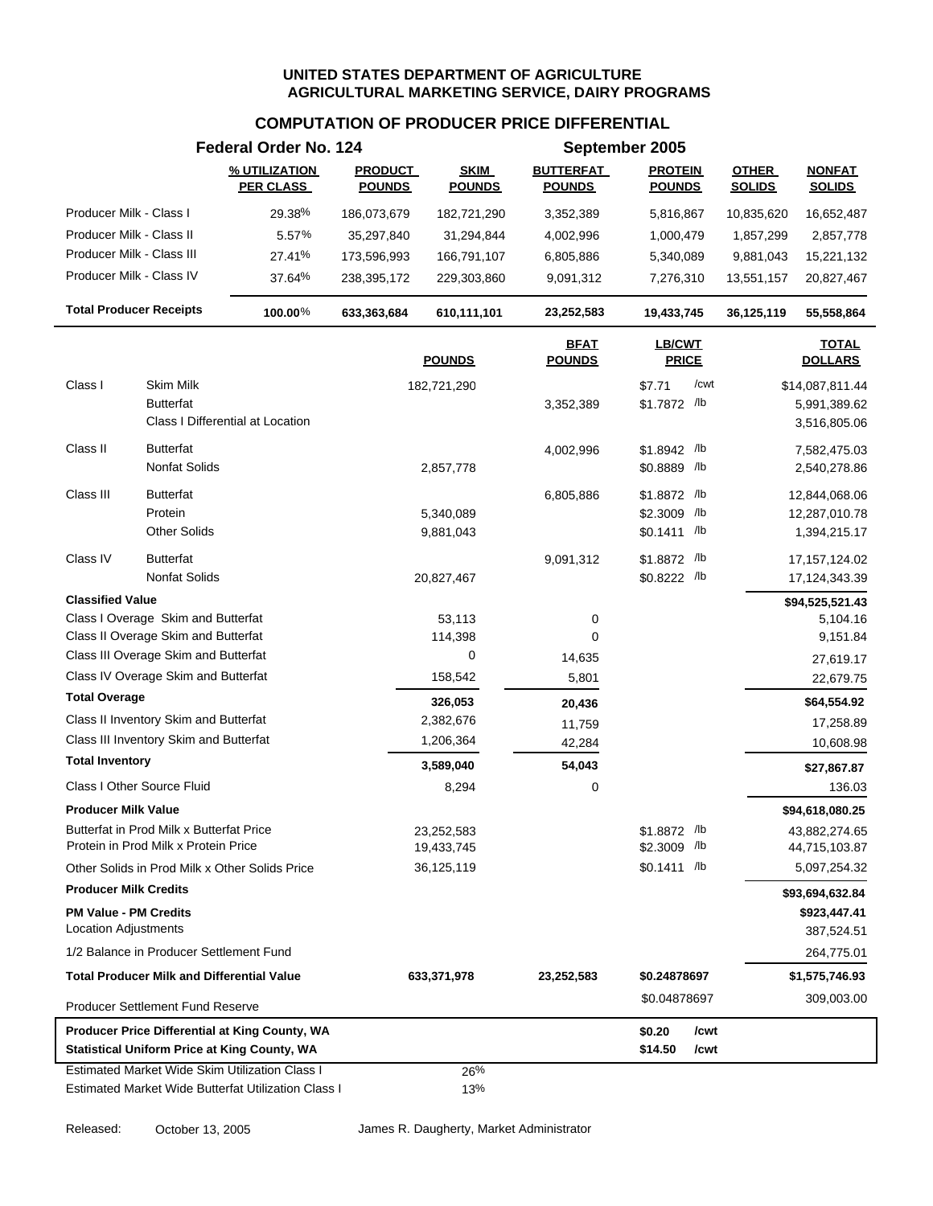**UNITED STATES DEPARTMENT OF AGRICULTURE**
**AGRICULTURAL MARKETING SERVICE, DAIRY PROGRAMS**

## COMPUTATION OF PRODUCER PRICE DIFFERENTIAL

**Federal Order No. 124** — **September 2005**

| | % UTILIZATION PER CLASS | PRODUCT POUNDS | SKIM POUNDS | BUTTERFAT POUNDS | PROTEIN POUNDS | OTHER SOLIDS | NONFAT SOLIDS |
|---|---|---|---|---|---|---|---|
| Producer Milk - Class I | 29.38% | 186,073,679 | 182,721,290 | 3,352,389 | 5,816,867 | 10,835,620 | 16,652,487 |
| Producer Milk - Class II | 5.57% | 35,297,840 | 31,294,844 | 4,002,996 | 1,000,479 | 1,857,299 | 2,857,778 |
| Producer Milk - Class III | 27.41% | 173,596,993 | 166,791,107 | 6,805,886 | 5,340,089 | 9,881,043 | 15,221,132 |
| Producer Milk - Class IV | 37.64% | 238,395,172 | 229,303,860 | 9,091,312 | 7,276,310 | 13,551,157 | 20,827,467 |
| **Total Producer Receipts** | **100.00%** | **633,363,684** | **610,111,101** | **23,252,583** | **19,433,745** | **36,125,119** | **55,558,864** |

| | | POUNDS | BFAT POUNDS | LB/CWT PRICE | TOTAL DOLLARS |
|---|---|---|---|---|---|
| Class I | Skim Milk | 182,721,290 | | $7.71 /cwt | $14,087,811.44 |
| | Butterfat | | 3,352,389 | $1.7872 /lb | 5,991,389.62 |
| | Class I Differential at Location | | | | 3,516,805.06 |
| Class II | Butterfat | | 4,002,996 | $1.8942 /lb | 7,582,475.03 |
| | Nonfat Solids | 2,857,778 | | $0.8889 /lb | 2,540,278.86 |
| Class III | Butterfat | | 6,805,886 | $1.8872 /lb | 12,844,068.06 |
| | Protein | 5,340,089 | | $2.3009 /lb | 12,287,010.78 |
| | Other Solids | 9,881,043 | | $0.1411 /lb | 1,394,215.17 |
| Class IV | Butterfat | | 9,091,312 | $1.8872 /lb | 17,157,124.02 |
| | Nonfat Solids | 20,827,467 | | $0.8222 /lb | 17,124,343.39 |
| **Classified Value** | | | | | **$94,525,521.43** |
| Class I Overage Skim and Butterfat | | 53,113 | 0 | | 5,104.16 |
| Class II Overage Skim and Butterfat | | 114,398 | 0 | | 9,151.84 |
| Class III Overage Skim and Butterfat | | 0 | 14,635 | | 27,619.17 |
| Class IV Overage Skim and Butterfat | | 158,542 | 5,801 | | 22,679.75 |
| **Total Overage** | | **326,053** | **20,436** | | **$64,554.92** |
| Class II Inventory Skim and Butterfat | | 2,382,676 | 11,759 | | 17,258.89 |
| Class III Inventory Skim and Butterfat | | 1,206,364 | 42,284 | | 10,608.98 |
| **Total Inventory** | | **3,589,040** | **54,043** | | **$27,867.87** |
| Class I Other Source Fluid | | 8,294 | 0 | | 136.03 |
| **Producer Milk Value** | | | | | **$94,618,080.25** |
| Butterfat in Prod Milk x Butterfat Price | | 23,252,583 | | $1.8872 /lb | 43,882,274.65 |
| Protein in Prod Milk x Protein Price | | 19,433,745 | | $2.3009 /lb | 44,715,103.87 |
| Other Solids in Prod Milk x Other Solids Price | | 36,125,119 | | $0.1411 /lb | 5,097,254.32 |
| **Producer Milk Credits** | | | | | **$93,694,632.84** |
| **PM Value - PM Credits** | | | | | **$923,447.41** |
| Location Adjustments | | | | | 387,524.51 |
| 1/2 Balance in Producer Settlement Fund | | | | | 264,775.01 |
| **Total Producer Milk and Differential Value** | | **633,371,978** | **23,252,583** | **$0.24878697** | **$1,575,746.93** |
| Producer Settlement Fund Reserve | | | | $0.04878697 | 309,003.00 |
| **Producer Price Differential at King County, WA** | | | | **$0.20 /cwt** | |
| **Statistical Uniform Price at King County, WA** | | | | **$14.50 /cwt** | |
| Estimated Market Wide Skim Utilization Class I | | 26% | | | |
| Estimated Market Wide Butterfat Utilization Class I | | 13% | | | |

Released: October 13, 2005 — James R. Daugherty, Market Administrator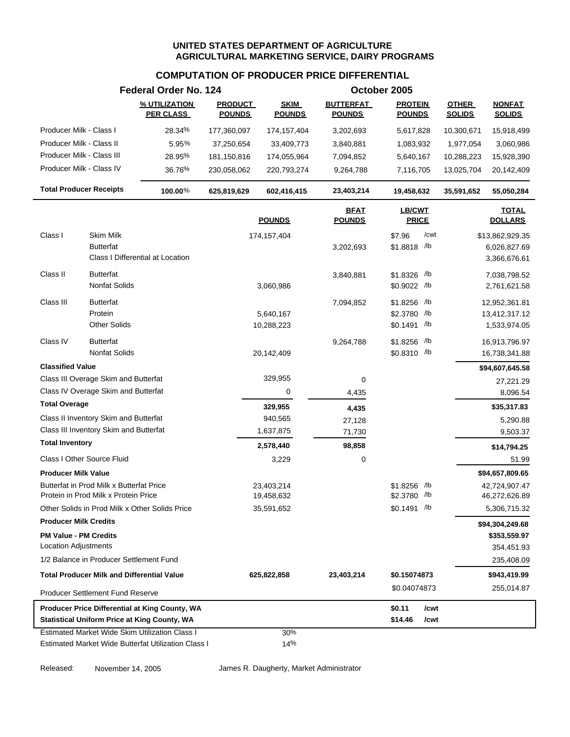**UNITED STATES DEPARTMENT OF AGRICULTURE**
**AGRICULTURAL MARKETING SERVICE, DAIRY PROGRAMS**

## COMPUTATION OF PRODUCER PRICE DIFFERENTIAL

**Federal Order No. 124** — **October 2005**

| | % UTILIZATION PER CLASS | PRODUCT POUNDS | SKIM POUNDS | BUTTERFAT POUNDS | PROTEIN POUNDS | OTHER SOLIDS | NONFAT SOLIDS |
|---|---|---|---|---|---|---|---|
| Producer Milk - Class I | 28.34% | 177,360,097 | 174,157,404 | 3,202,693 | 5,617,828 | 10,300,671 | 15,918,499 |
| Producer Milk - Class II | 5.95% | 37,250,654 | 33,409,773 | 3,840,881 | 1,083,932 | 1,977,054 | 3,060,986 |
| Producer Milk - Class III | 28.95% | 181,150,816 | 174,055,964 | 7,094,852 | 5,640,167 | 10,288,223 | 15,928,390 |
| Producer Milk - Class IV | 36.76% | 230,058,062 | 220,793,274 | 9,264,788 | 7,116,705 | 13,025,704 | 20,142,409 |
| **Total Producer Receipts** | **100.00%** | **625,819,629** | **602,416,415** | **23,403,214** | **19,458,632** | **35,591,652** | **55,050,284** |

| | | POUNDS | BFAT POUNDS | LB/CWT PRICE | TOTAL DOLLARS |
|---|---|---|---|---|---|
| Class I | Skim Milk | 174,157,404 | | $7.96 /cwt | $13,862,929.35 |
| | Butterfat | | 3,202,693 | $1.8818 /lb | 6,026,827.69 |
| | Class I Differential at Location | | | | 3,366,676.61 |
| Class II | Butterfat | | 3,840,881 | $1.8326 /lb | 7,038,798.52 |
| | Nonfat Solids | 3,060,986 | | $0.9022 /lb | 2,761,621.58 |
| Class III | Butterfat | | 7,094,852 | $1.8256 /lb | 12,952,361.81 |
| | Protein | 5,640,167 | | $2.3780 /lb | 13,412,317.12 |
| | Other Solids | 10,288,223 | | $0.1491 /lb | 1,533,974.05 |
| Class IV | Butterfat | | 9,264,788 | $1.8256 /lb | 16,913,796.97 |
| | Nonfat Solids | 20,142,409 | | $0.8310 /lb | 16,738,341.88 |
| **Classified Value** | | | | | **$94,607,645.58** |
| Class III Overage Skim and Butterfat | | 329,955 | 0 | | 27,221.29 |
| Class IV Overage Skim and Butterfat | | 0 | 4,435 | | 8,096.54 |
| **Total Overage** | | **329,955** | **4,435** | | **$35,317.83** |
| Class II Inventory Skim and Butterfat | | 940,565 | 27,128 | | 5,290.88 |
| Class III Inventory Skim and Butterfat | | 1,637,875 | 71,730 | | 9,503.37 |
| **Total Inventory** | | **2,578,440** | **98,858** | | **$14,794.25** |
| Class I Other Source Fluid | | 3,229 | 0 | | 51.99 |
| **Producer Milk Value** | | | | | **$94,657,809.65** |
| Butterfat in Prod Milk x Butterfat Price | | 23,403,214 | | $1.8256 /lb | 42,724,907.47 |
| Protein in Prod Milk x Protein Price | | 19,458,632 | | $2.3780 /lb | 46,272,626.89 |
| Other Solids in Prod Milk x Other Solids Price | | 35,591,652 | | $0.1491 /lb | 5,306,715.32 |
| **Producer Milk Credits** | | | | | **$94,304,249.68** |
| **PM Value - PM Credits** | | | | | **$353,559.97** |
| Location Adjustments | | | | | 354,451.93 |
| 1/2 Balance in Producer Settlement Fund | | | | | 235,408.09 |
| **Total Producer Milk and Differential Value** | | **625,822,858** | **23,403,214** | **$0.15074873** | **$943,419.99** |
| Producer Settlement Fund Reserve | | | | $0.04074873 | 255,014.87 |
| **Producer Price Differential at King County, WA** | | | | **$0.11 /cwt** | |
| **Statistical Uniform Price at King County, WA** | | | | **$14.46 /cwt** | |
| Estimated Market Wide Skim Utilization Class I | | 30% | | | |
| Estimated Market Wide Butterfat Utilization Class I | | 14% | | | |

Released: November 14, 2005 James R. Daugherty, Market Administrator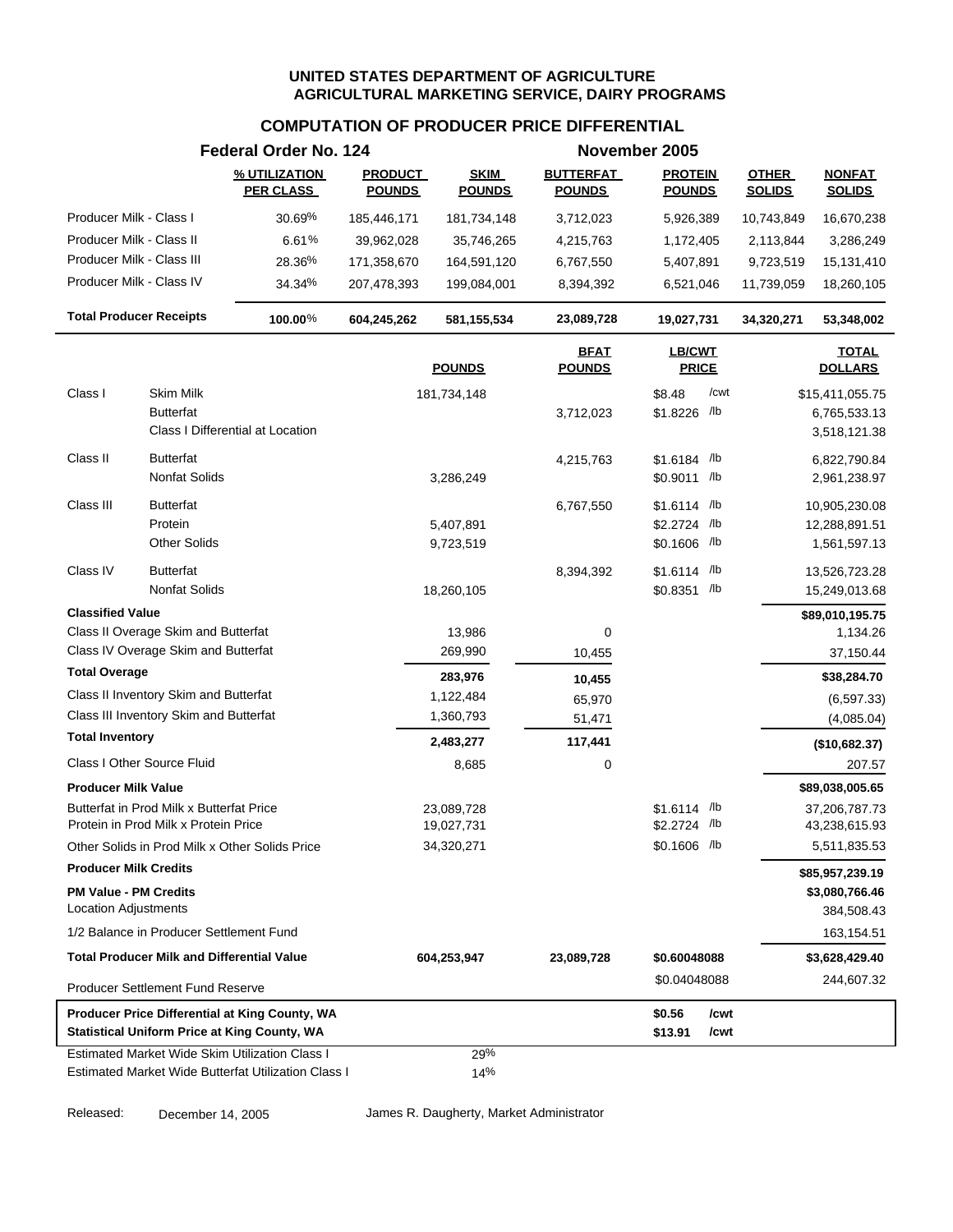**UNITED STATES DEPARTMENT OF AGRICULTURE**
**AGRICULTURAL MARKETING SERVICE, DAIRY PROGRAMS**

## COMPUTATION OF PRODUCER PRICE DIFFERENTIAL

**Federal Order No. 124** — **November 2005**

| | % UTILIZATION PER CLASS | PRODUCT POUNDS | SKIM POUNDS | BUTTERFAT POUNDS | PROTEIN POUNDS | OTHER SOLIDS | NONFAT SOLIDS |
|---|---|---|---|---|---|---|---|
| Producer Milk - Class I | 30.69% | 185,446,171 | 181,734,148 | 3,712,023 | 5,926,389 | 10,743,849 | 16,670,238 |
| Producer Milk - Class II | 6.61% | 39,962,028 | 35,746,265 | 4,215,763 | 1,172,405 | 2,113,844 | 3,286,249 |
| Producer Milk - Class III | 28.36% | 171,358,670 | 164,591,120 | 6,767,550 | 5,407,891 | 9,723,519 | 15,131,410 |
| Producer Milk - Class IV | 34.34% | 207,478,393 | 199,084,001 | 8,394,392 | 6,521,046 | 11,739,059 | 18,260,105 |
| **Total Producer Receipts** | **100.00%** | **604,245,262** | **581,155,534** | **23,089,728** | **19,027,731** | **34,320,271** | **53,348,002** |

| | | POUNDS | BFAT POUNDS | LB/CWT PRICE | TOTAL DOLLARS |
|---|---|---|---|---|---|
| Class I | Skim Milk | 181,734,148 | | $8.48 /cwt | $15,411,055.75 |
| | Butterfat | | 3,712,023 | $1.8226 /lb | 6,765,533.13 |
| | Class I Differential at Location | | | | 3,518,121.38 |
| Class II | Butterfat | | 4,215,763 | $1.6184 /lb | 6,822,790.84 |
| | Nonfat Solids | 3,286,249 | | $0.9011 /lb | 2,961,238.97 |
| Class III | Butterfat | | 6,767,550 | $1.6114 /lb | 10,905,230.08 |
| | Protein | 5,407,891 | | $2.2724 /lb | 12,288,891.51 |
| | Other Solids | 9,723,519 | | $0.1606 /lb | 1,561,597.13 |
| Class IV | Butterfat | | 8,394,392 | $1.6114 /lb | 13,526,723.28 |
| | Nonfat Solids | 18,260,105 | | $0.8351 /lb | 15,249,013.68 |
| **Classified Value** | | | | | **$89,010,195.75** |
| Class II Overage Skim and Butterfat | | 13,986 | 0 | | 1,134.26 |
| Class IV Overage Skim and Butterfat | | 269,990 | 10,455 | | 37,150.44 |
| **Total Overage** | | **283,976** | **10,455** | | **$38,284.70** |
| Class II Inventory Skim and Butterfat | | 1,122,484 | 65,970 | | (6,597.33) |
| Class III Inventory Skim and Butterfat | | 1,360,793 | 51,471 | | (4,085.04) |
| **Total Inventory** | | **2,483,277** | **117,441** | | **($10,682.37)** |
| Class I Other Source Fluid | | 8,685 | 0 | | 207.57 |
| **Producer Milk Value** | | | | | **$89,038,005.65** |
| Butterfat in Prod Milk x Butterfat Price | | 23,089,728 | | $1.6114 /lb | 37,206,787.73 |
| Protein in Prod Milk x Protein Price | | 19,027,731 | | $2.2724 /lb | 43,238,615.93 |
| Other Solids in Prod Milk x Other Solids Price | | 34,320,271 | | $0.1606 /lb | 5,511,835.53 |
| **Producer Milk Credits** | | | | | **$85,957,239.19** |
| **PM Value - PM Credits** | | | | | **$3,080,766.46** |
| Location Adjustments | | | | | 384,508.43 |
| 1/2 Balance in Producer Settlement Fund | | | | | 163,154.51 |
| **Total Producer Milk and Differential Value** | | **604,253,947** | **23,089,728** | **$0.60048088** | **$3,628,429.40** |
| Producer Settlement Fund Reserve | | | | $0.04048088 | 244,607.32 |
| **Producer Price Differential at King County, WA** | | | | **$0.56 /cwt** | |
| **Statistical Uniform Price at King County, WA** | | | | **$13.91 /cwt** | |
| Estimated Market Wide Skim Utilization Class I | | 29% | | | |
| Estimated Market Wide Butterfat Utilization Class I | | 14% | | | |

Released: December 14, 2005

James R. Daugherty, Market Administrator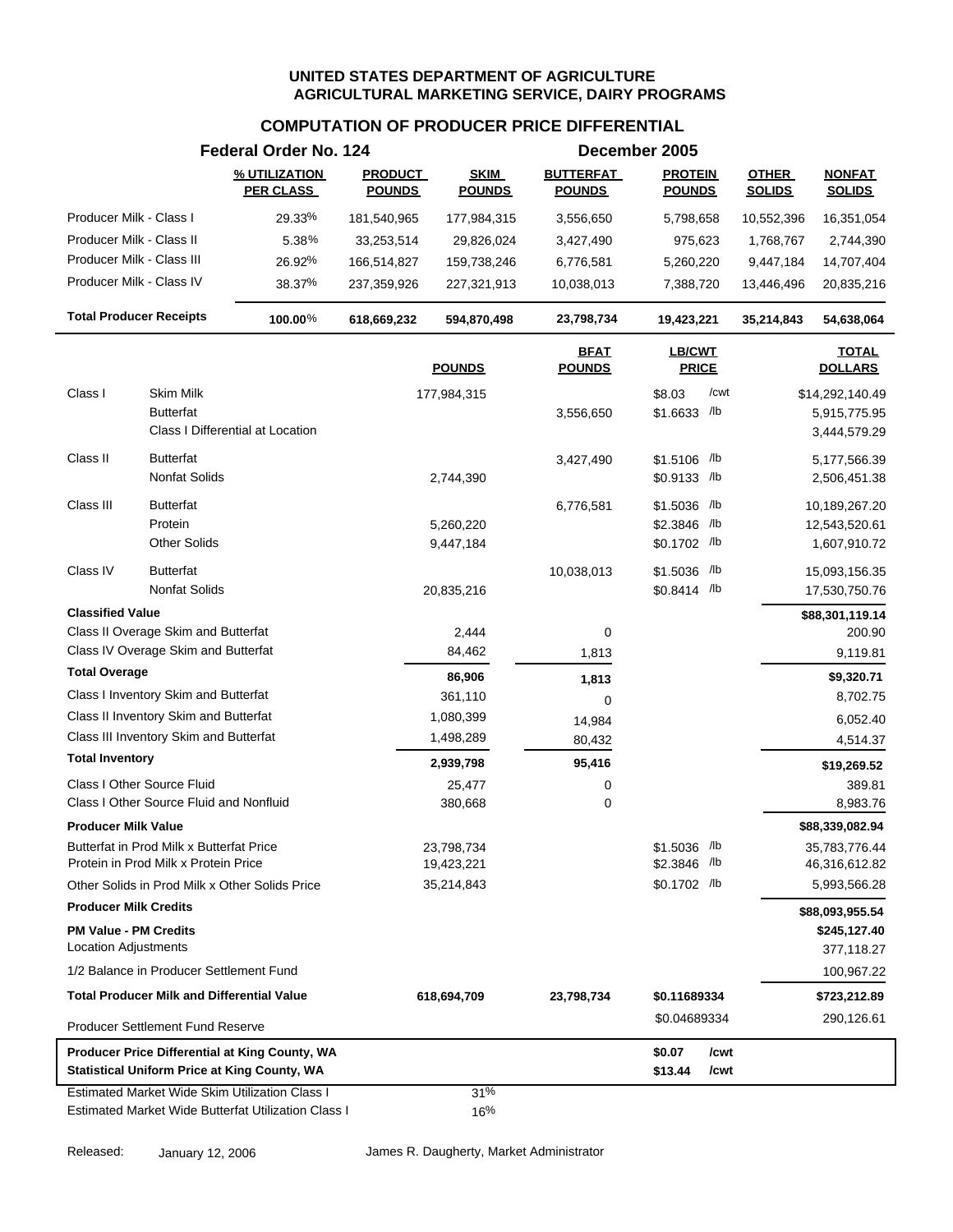**UNITED STATES DEPARTMENT OF AGRICULTURE**
**AGRICULTURAL MARKETING SERVICE, DAIRY PROGRAMS**

## COMPUTATION OF PRODUCER PRICE DIFFERENTIAL

**Federal Order No. 124** — **December 2005**

| | % UTILIZATION PER CLASS | PRODUCT POUNDS | SKIM POUNDS | BUTTERFAT POUNDS | PROTEIN POUNDS | OTHER SOLIDS | NONFAT SOLIDS |
|---|---|---|---|---|---|---|---|
| Producer Milk - Class I | 29.33% | 181,540,965 | 177,984,315 | 3,556,650 | 5,798,658 | 10,552,396 | 16,351,054 |
| Producer Milk - Class II | 5.38% | 33,253,514 | 29,826,024 | 3,427,490 | 975,623 | 1,768,767 | 2,744,390 |
| Producer Milk - Class III | 26.92% | 166,514,827 | 159,738,246 | 6,776,581 | 5,260,220 | 9,447,184 | 14,707,404 |
| Producer Milk - Class IV | 38.37% | 237,359,926 | 227,321,913 | 10,038,013 | 7,388,720 | 13,446,496 | 20,835,216 |
| **Total Producer Receipts** | **100.00%** | **618,669,232** | **594,870,498** | **23,798,734** | **19,423,221** | **35,214,843** | **54,638,064** |

| | | POUNDS | BFAT POUNDS | LB/CWT PRICE | TOTAL DOLLARS |
|---|---|---|---|---|---|
| Class I | Skim Milk | 177,984,315 | | $8.03 /cwt | $14,292,140.49 |
| | Butterfat | | 3,556,650 | $1.6633 /lb | 5,915,775.95 |
| | Class I Differential at Location | | | | 3,444,579.29 |
| Class II | Butterfat | | 3,427,490 | $1.5106 /lb | 5,177,566.39 |
| | Nonfat Solids | 2,744,390 | | $0.9133 /lb | 2,506,451.38 |
| Class III | Butterfat | | 6,776,581 | $1.5036 /lb | 10,189,267.20 |
| | Protein | 5,260,220 | | $2.3846 /lb | 12,543,520.61 |
| | Other Solids | 9,447,184 | | $0.1702 /lb | 1,607,910.72 |
| Class IV | Butterfat | | 10,038,013 | $1.5036 /lb | 15,093,156.35 |
| | Nonfat Solids | 20,835,216 | | $0.8414 /lb | 17,530,750.76 |
| **Classified Value** | | | | | **$88,301,119.14** |
| Class II Overage Skim and Butterfat | | 2,444 | 0 | | 200.90 |
| Class IV Overage Skim and Butterfat | | 84,462 | 1,813 | | 9,119.81 |
| **Total Overage** | | **86,906** | **1,813** | | **$9,320.71** |
| Class I Inventory Skim and Butterfat | | 361,110 | 0 | | 8,702.75 |
| Class II Inventory Skim and Butterfat | | 1,080,399 | 14,984 | | 6,052.40 |
| Class III Inventory Skim and Butterfat | | 1,498,289 | 80,432 | | 4,514.37 |
| **Total Inventory** | | **2,939,798** | **95,416** | | **$19,269.52** |
| Class I Other Source Fluid | | 25,477 | 0 | | 389.81 |
| Class I Other Source Fluid and Nonfluid | | 380,668 | 0 | | 8,983.76 |
| **Producer Milk Value** | | | | | **$88,339,082.94** |
| Butterfat in Prod Milk x Butterfat Price | | 23,798,734 | | $1.5036 /lb | 35,783,776.44 |
| Protein in Prod Milk x Protein Price | | 19,423,221 | | $2.3846 /lb | 46,316,612.82 |
| Other Solids in Prod Milk x Other Solids Price | | 35,214,843 | | $0.1702 /lb | 5,993,566.28 |
| **Producer Milk Credits** | | | | | **$88,093,955.54** |
| **PM Value - PM Credits** | | | | | **$245,127.40** |
| Location Adjustments | | | | | 377,118.27 |
| 1/2 Balance in Producer Settlement Fund | | | | | 100,967.22 |
| **Total Producer Milk and Differential Value** | | **618,694,709** | **23,798,734** | **$0.11689334** | **$723,212.89** |
| Producer Settlement Fund Reserve | | | | $0.04689334 | 290,126.61 |
| **Producer Price Differential at King County, WA** | | | | **$0.07 /cwt** | |
| **Statistical Uniform Price at King County, WA** | | | | **$13.44 /cwt** | |
| Estimated Market Wide Skim Utilization Class I | | 31% | | | |
| Estimated Market Wide Butterfat Utilization Class I | | 16% | | | |

Released: January 12, 2006 — James R. Daugherty, Market Administrator